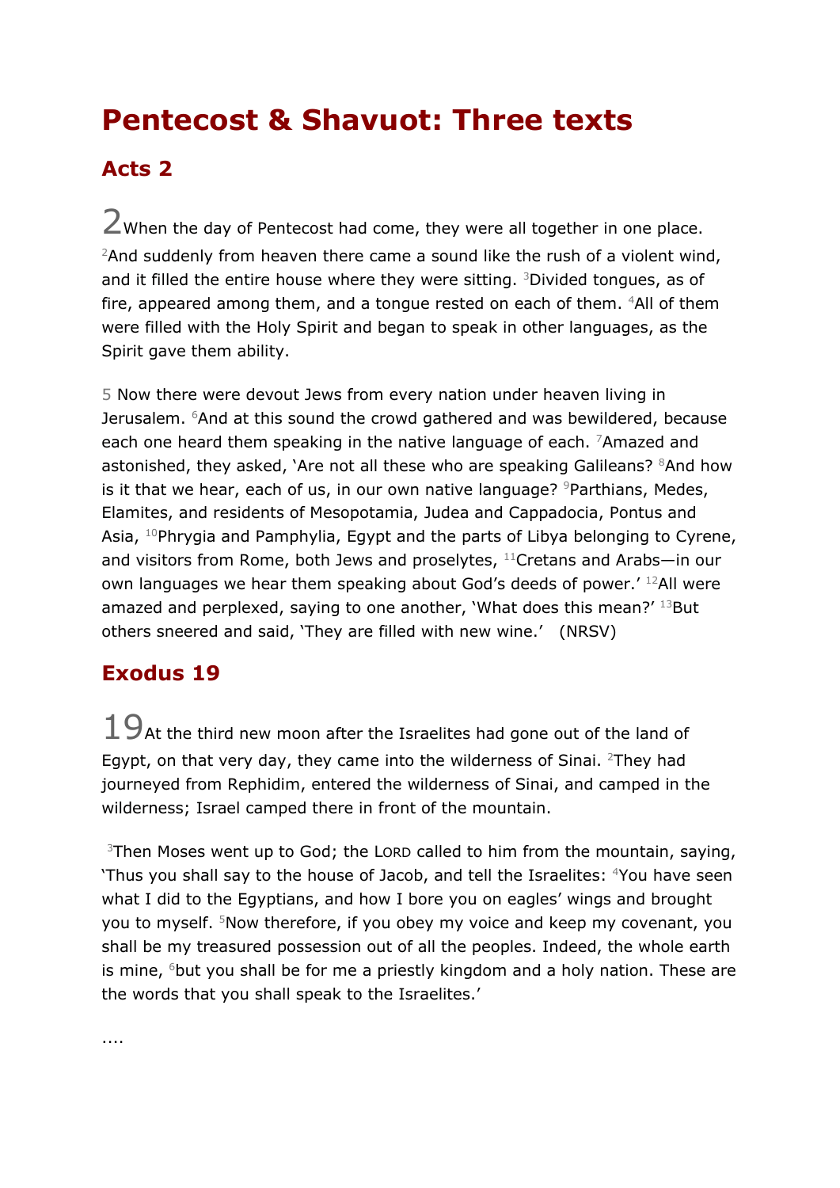# Pentecost & Shavuot: Three texts

## Acts 2

2 When the day of Pentecost had come, they were all together in one place. [2]And suddenly from heaven there came a sound like the rush of a violent wind, and it filled the entire house where they were sitting. [3]Divided tongues, as of fire, appeared among them, and a tongue rested on each of them. [4]All of them were filled with the Holy Spirit and began to speak in other languages, as the Spirit gave them ability.

5 Now there were devout Jews from every nation under heaven living in Jerusalem. [6]And at this sound the crowd gathered and was bewildered, because each one heard them speaking in the native language of each. [7]Amazed and astonished, they asked, 'Are not all these who are speaking Galileans? [8]And how is it that we hear, each of us, in our own native language? [9]Parthians, Medes, Elamites, and residents of Mesopotamia, Judea and Cappadocia, Pontus and Asia, [10]Phrygia and Pamphylia, Egypt and the parts of Libya belonging to Cyrene, and visitors from Rome, both Jews and proselytes, [11]Cretans and Arabs—in our own languages we hear them speaking about God's deeds of power.' [12]All were amazed and perplexed, saying to one another, 'What does this mean?' [13]But others sneered and said, 'They are filled with new wine.' (NRSV)

## Exodus 19

19 At the third new moon after the Israelites had gone out of the land of Egypt, on that very day, they came into the wilderness of Sinai. [2]They had journeyed from Rephidim, entered the wilderness of Sinai, and camped in the wilderness; Israel camped there in front of the mountain.

[3]Then Moses went up to God; the LORD called to him from the mountain, saying, 'Thus you shall say to the house of Jacob, and tell the Israelites: [4]You have seen what I did to the Egyptians, and how I bore you on eagles' wings and brought you to myself. [5]Now therefore, if you obey my voice and keep my covenant, you shall be my treasured possession out of all the peoples. Indeed, the whole earth is mine, [6]but you shall be for me a priestly kingdom and a holy nation. These are the words that you shall speak to the Israelites.'

....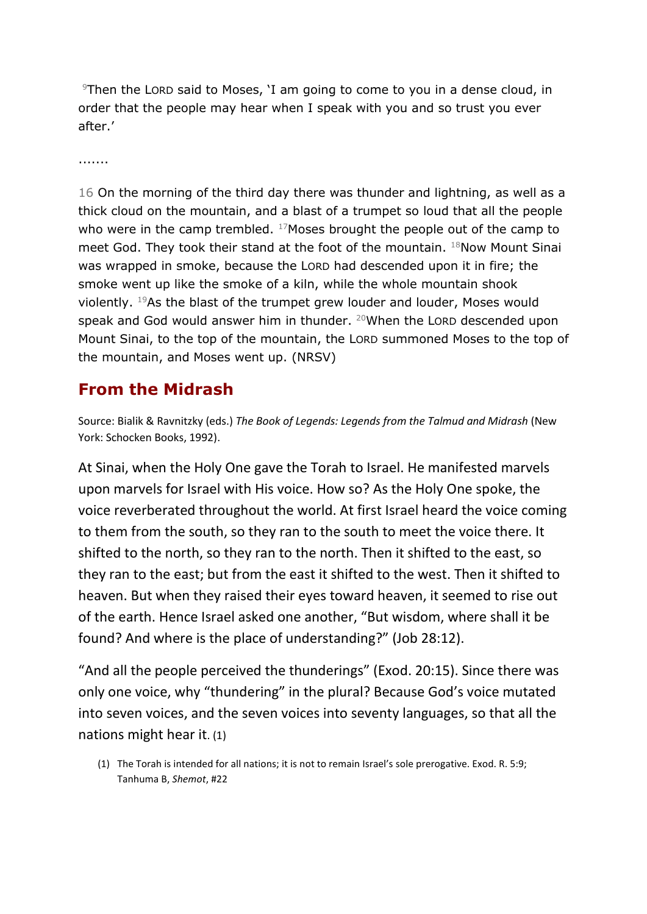[9]Then the LORD said to Moses, 'I am going to come to you in a dense cloud, in order that the people may hear when I speak with you and so trust you ever after.'

.......

16 On the morning of the third day there was thunder and lightning, as well as a thick cloud on the mountain, and a blast of a trumpet so loud that all the people who were in the camp trembled. [17]Moses brought the people out of the camp to meet God. They took their stand at the foot of the mountain. [18]Now Mount Sinai was wrapped in smoke, because the LORD had descended upon it in fire; the smoke went up like the smoke of a kiln, while the whole mountain shook violently. [19]As the blast of the trumpet grew louder and louder, Moses would speak and God would answer him in thunder. [20]When the LORD descended upon Mount Sinai, to the top of the mountain, the LORD summoned Moses to the top of the mountain, and Moses went up. (NRSV)

## From the Midrash

Source: Bialik & Ravnitzky (eds.) *The Book of Legends: Legends from the Talmud and Midrash* (New York: Schocken Books, 1992).

At Sinai, when the Holy One gave the Torah to Israel. He manifested marvels upon marvels for Israel with His voice. How so? As the Holy One spoke, the voice reverberated throughout the world. At first Israel heard the voice coming to them from the south, so they ran to the south to meet the voice there. It shifted to the north, so they ran to the north. Then it shifted to the east, so they ran to the east; but from the east it shifted to the west. Then it shifted to heaven. But when they raised their eyes toward heaven, it seemed to rise out of the earth. Hence Israel asked one another, "But wisdom, where shall it be found? And where is the place of understanding?" (Job 28:12).

"And all the people perceived the thunderings" (Exod. 20:15). Since there was only one voice, why "thundering" in the plural? Because God's voice mutated into seven voices, and the seven voices into seventy languages, so that all the nations might hear it. (1)

(1) The Torah is intended for all nations; it is not to remain Israel's sole prerogative. Exod. R. 5:9; Tanhuma B, *Shemot*, #22